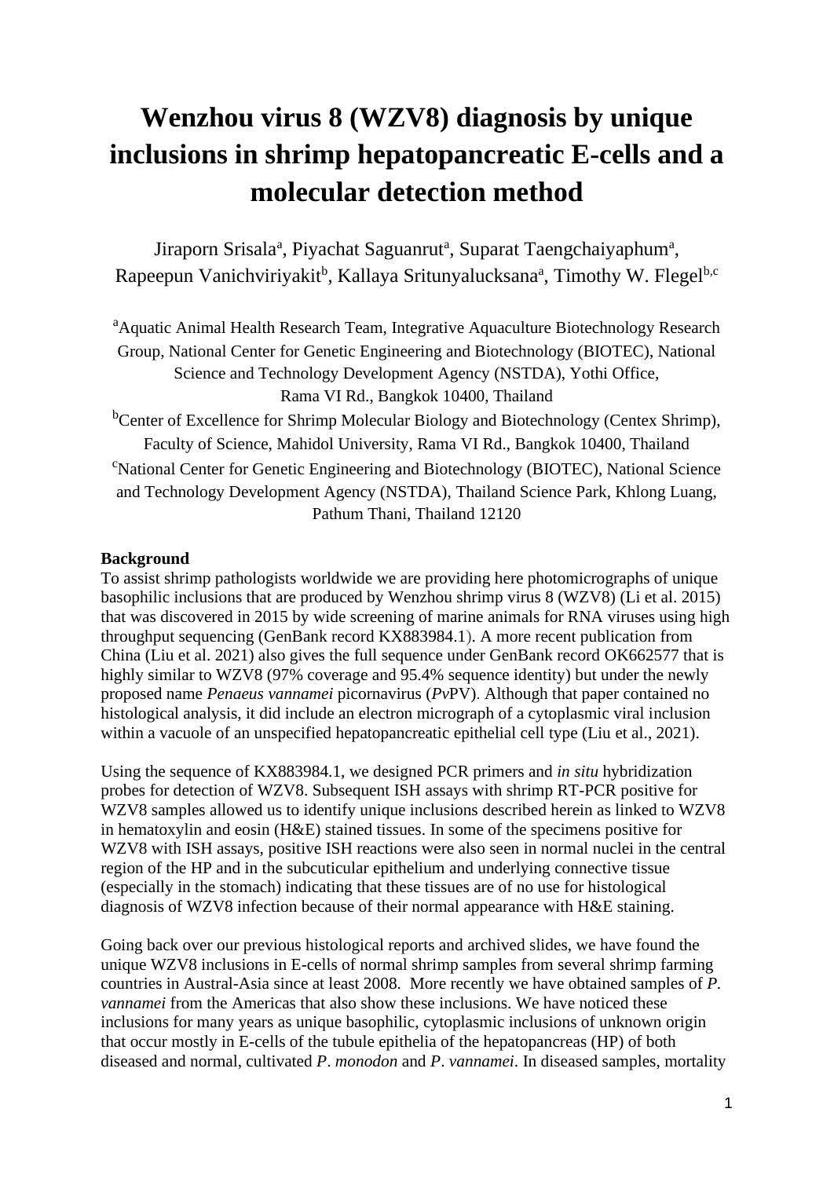# Wenzhou virus 8 (WZV8) diagnosis by unique inclusions in shrimp hepatopancreatic E-cells and a molecular detection method

Jiraporn Srisala[a], Piyachat Saguanrut[a], Suparat Taengchaiyaphum[a], Rapeepun Vanichviriyakit[b], Kallaya Sritunyalucksana[a], Timothy W. Flegel[b,c]

[a]Aquatic Animal Health Research Team, Integrative Aquaculture Biotechnology Research Group, National Center for Genetic Engineering and Biotechnology (BIOTEC), National Science and Technology Development Agency (NSTDA), Yothi Office, Rama VI Rd., Bangkok 10400, Thailand

[b]Center of Excellence for Shrimp Molecular Biology and Biotechnology (Centex Shrimp), Faculty of Science, Mahidol University, Rama VI Rd., Bangkok 10400, Thailand

[c]National Center for Genetic Engineering and Biotechnology (BIOTEC), National Science and Technology Development Agency (NSTDA), Thailand Science Park, Khlong Luang, Pathum Thani, Thailand 12120

**Background**

To assist shrimp pathologists worldwide we are providing here photomicrographs of unique basophilic inclusions that are produced by Wenzhou shrimp virus 8 (WZV8) (Li et al. 2015) that was discovered in 2015 by wide screening of marine animals for RNA viruses using high throughput sequencing (GenBank record KX883984.1). A more recent publication from China (Liu et al. 2021) also gives the full sequence under GenBank record OK662577 that is highly similar to WZV8 (97% coverage and 95.4% sequence identity) but under the newly proposed name *Penaeus vannamei* picornavirus (*Pv*PV). Although that paper contained no histological analysis, it did include an electron micrograph of a cytoplasmic viral inclusion within a vacuole of an unspecified hepatopancreatic epithelial cell type (Liu et al., 2021).

Using the sequence of KX883984.1, we designed PCR primers and *in situ* hybridization probes for detection of WZV8. Subsequent ISH assays with shrimp RT-PCR positive for WZV8 samples allowed us to identify unique inclusions described herein as linked to WZV8 in hematoxylin and eosin (H&E) stained tissues. In some of the specimens positive for WZV8 with ISH assays, positive ISH reactions were also seen in normal nuclei in the central region of the HP and in the subcuticular epithelium and underlying connective tissue (especially in the stomach) indicating that these tissues are of no use for histological diagnosis of WZV8 infection because of their normal appearance with H&E staining.

Going back over our previous histological reports and archived slides, we have found the unique WZV8 inclusions in E-cells of normal shrimp samples from several shrimp farming countries in Austral-Asia since at least 2008. More recently we have obtained samples of *P. vannamei* from the Americas that also show these inclusions. We have noticed these inclusions for many years as unique basophilic, cytoplasmic inclusions of unknown origin that occur mostly in E-cells of the tubule epithelia of the hepatopancreas (HP) of both diseased and normal, cultivated *P. monodon* and *P. vannamei*. In diseased samples, mortality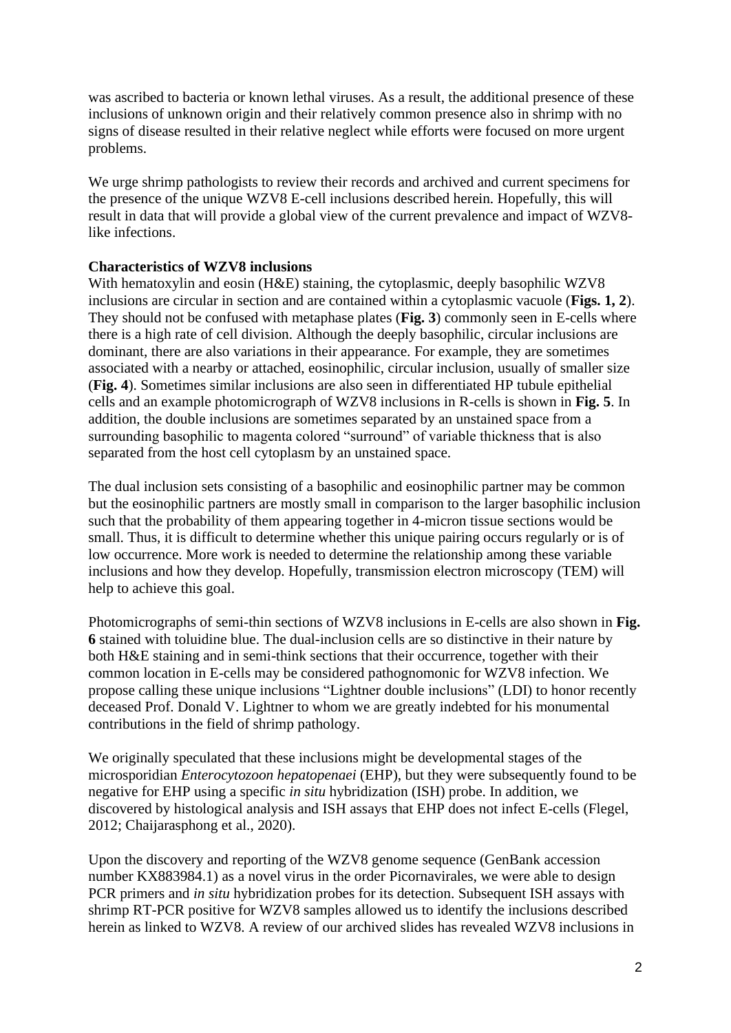was ascribed to bacteria or known lethal viruses. As a result, the additional presence of these inclusions of unknown origin and their relatively common presence also in shrimp with no signs of disease resulted in their relative neglect while efforts were focused on more urgent problems.

We urge shrimp pathologists to review their records and archived and current specimens for the presence of the unique WZV8 E-cell inclusions described herein. Hopefully, this will result in data that will provide a global view of the current prevalence and impact of WZV8-like infections.

**Characteristics of WZV8 inclusions**

With hematoxylin and eosin (H&E) staining, the cytoplasmic, deeply basophilic WZV8 inclusions are circular in section and are contained within a cytoplasmic vacuole (**Figs. 1, 2**). They should not be confused with metaphase plates (**Fig. 3**) commonly seen in E-cells where there is a high rate of cell division. Although the deeply basophilic, circular inclusions are dominant, there are also variations in their appearance. For example, they are sometimes associated with a nearby or attached, eosinophilic, circular inclusion, usually of smaller size (**Fig. 4**). Sometimes similar inclusions are also seen in differentiated HP tubule epithelial cells and an example photomicrograph of WZV8 inclusions in R-cells is shown in **Fig. 5**. In addition, the double inclusions are sometimes separated by an unstained space from a surrounding basophilic to magenta colored "surround" of variable thickness that is also separated from the host cell cytoplasm by an unstained space.

The dual inclusion sets consisting of a basophilic and eosinophilic partner may be common but the eosinophilic partners are mostly small in comparison to the larger basophilic inclusion such that the probability of them appearing together in 4-micron tissue sections would be small. Thus, it is difficult to determine whether this unique pairing occurs regularly or is of low occurrence. More work is needed to determine the relationship among these variable inclusions and how they develop. Hopefully, transmission electron microscopy (TEM) will help to achieve this goal.

Photomicrographs of semi-thin sections of WZV8 inclusions in E-cells are also shown in **Fig. 6** stained with toluidine blue. The dual-inclusion cells are so distinctive in their nature by both H&E staining and in semi-think sections that their occurrence, together with their common location in E-cells may be considered pathognomonic for WZV8 infection. We propose calling these unique inclusions "Lightner double inclusions" (LDI) to honor recently deceased Prof. Donald V. Lightner to whom we are greatly indebted for his monumental contributions in the field of shrimp pathology.

We originally speculated that these inclusions might be developmental stages of the microsporidian *Enterocytozoon hepatopenaei* (EHP), but they were subsequently found to be negative for EHP using a specific *in situ* hybridization (ISH) probe. In addition, we discovered by histological analysis and ISH assays that EHP does not infect E-cells (Flegel, 2012; Chaijarasphong et al., 2020).

Upon the discovery and reporting of the WZV8 genome sequence (GenBank accession number KX883984.1) as a novel virus in the order Picornavirales, we were able to design PCR primers and *in situ* hybridization probes for its detection. Subsequent ISH assays with shrimp RT-PCR positive for WZV8 samples allowed us to identify the inclusions described herein as linked to WZV8. A review of our archived slides has revealed WZV8 inclusions in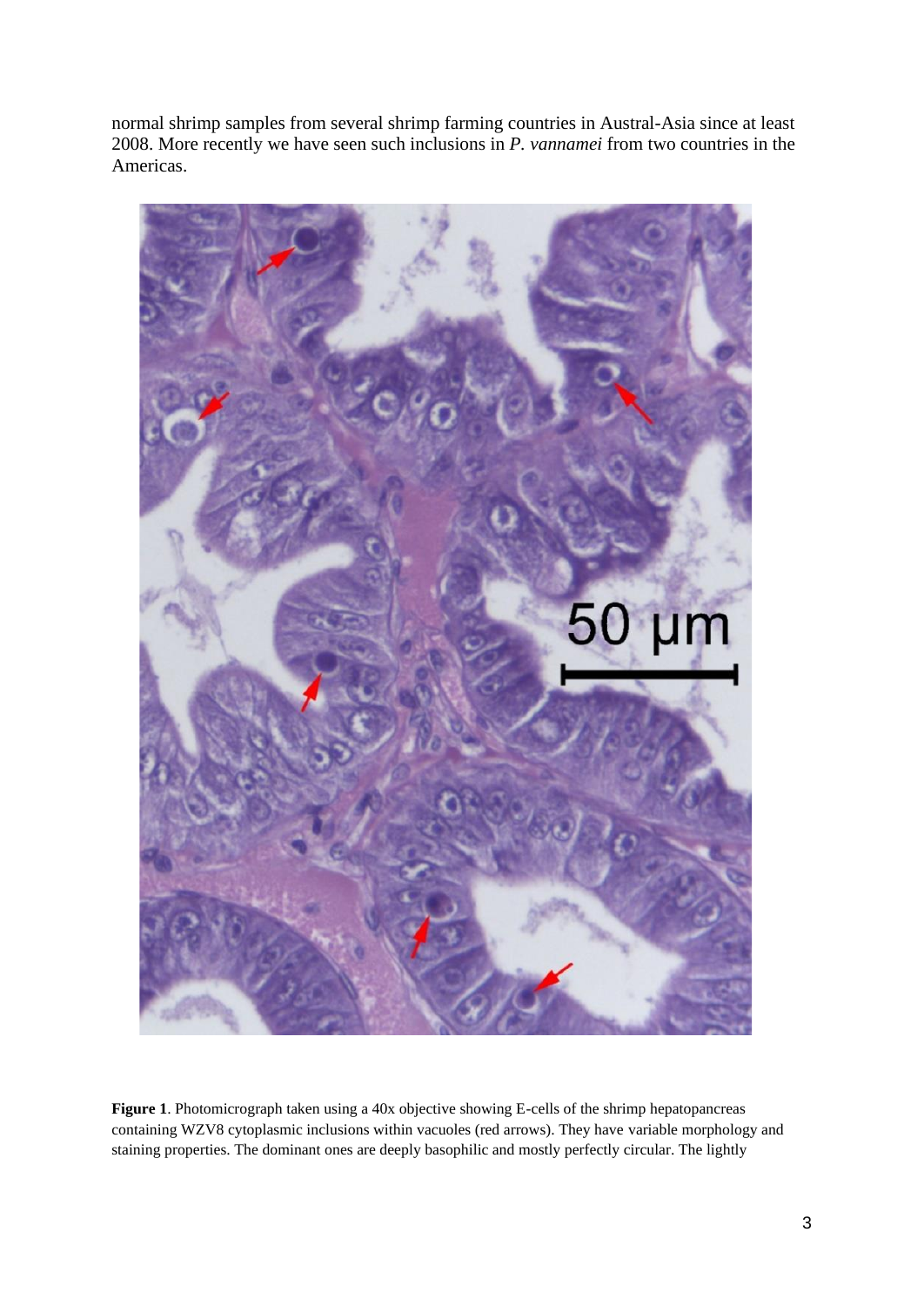normal shrimp samples from several shrimp farming countries in Austral-Asia since at least 2008. More recently we have seen such inclusions in *P. vannamei* from two countries in the Americas.

**Figure 1**. Photomicrograph taken using a 40x objective showing E-cells of the shrimp hepatopancreas containing WZV8 cytoplasmic inclusions within vacuoles (red arrows). They have variable morphology and staining properties. The dominant ones are deeply basophilic and mostly perfectly circular. The lightly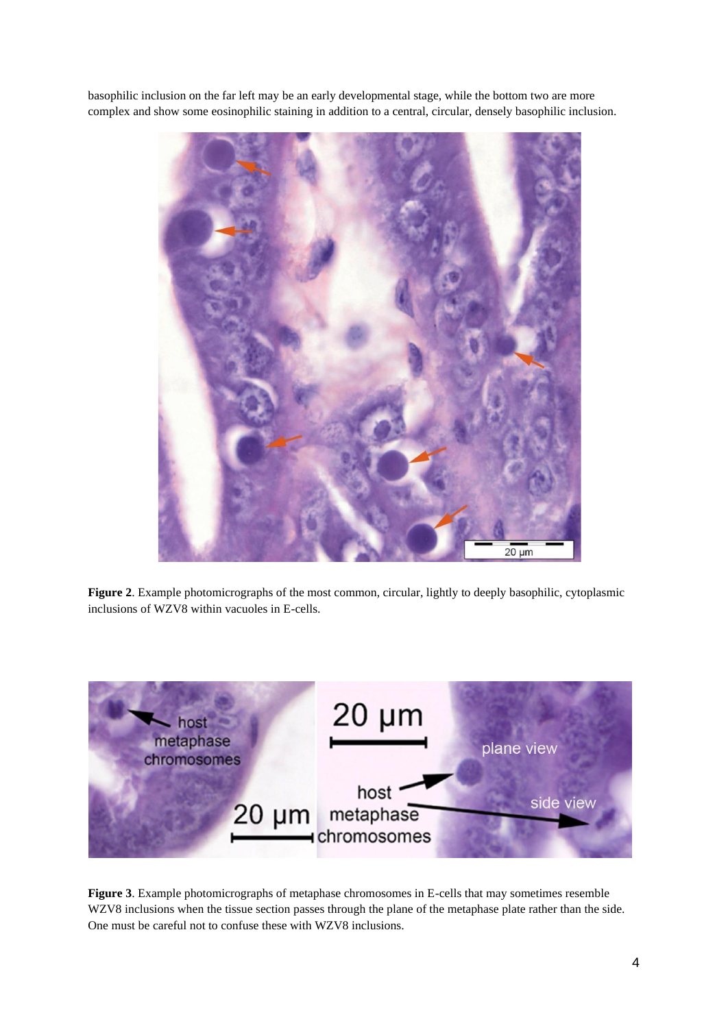basophilic inclusion on the far left may be an early developmental stage, while the bottom two are more complex and show some eosinophilic staining in addition to a central, circular, densely basophilic inclusion.

**Figure 2**. Example photomicrographs of the most common, circular, lightly to deeply basophilic, cytoplasmic inclusions of WZV8 within vacuoles in E-cells.

**Figure 3**. Example photomicrographs of metaphase chromosomes in E-cells that may sometimes resemble WZV8 inclusions when the tissue section passes through the plane of the metaphase plate rather than the side. One must be careful not to confuse these with WZV8 inclusions.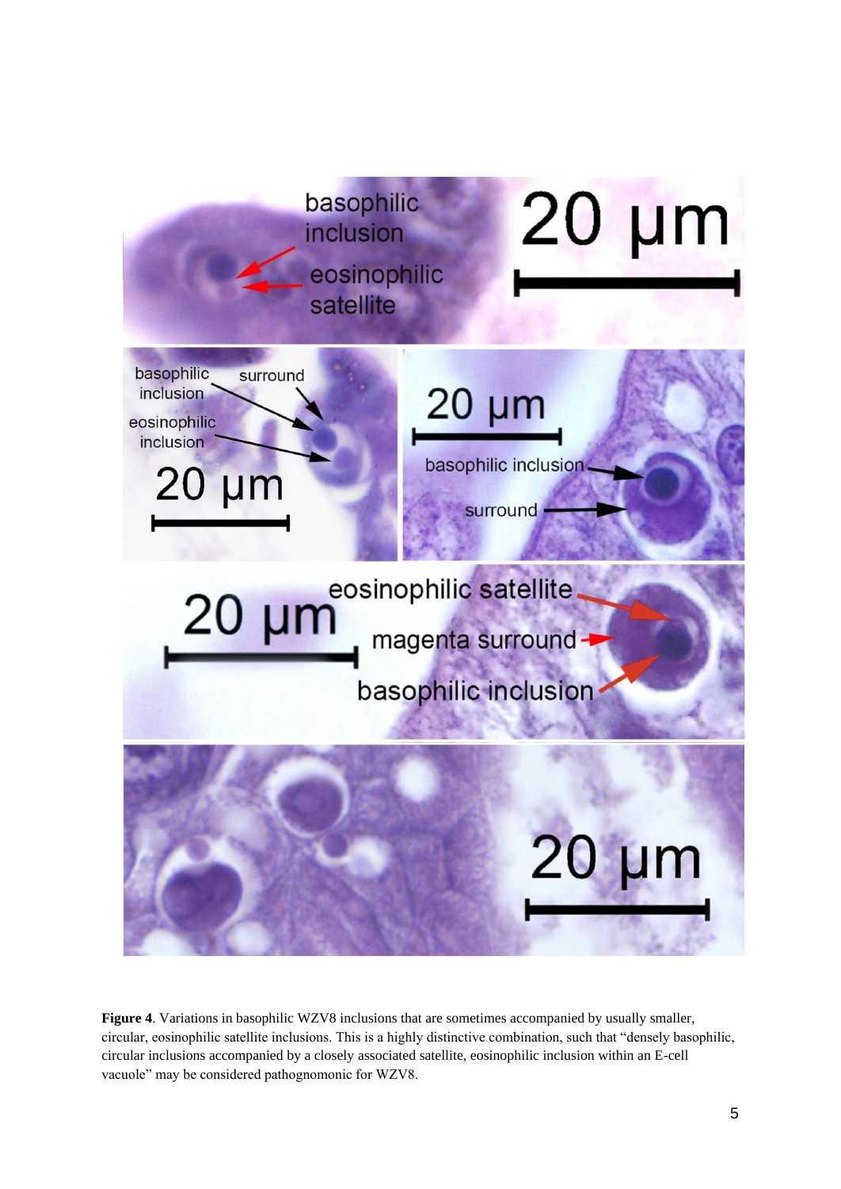**Figure 4**. Variations in basophilic WZV8 inclusions that are sometimes accompanied by usually smaller, circular, eosinophilic satellite inclusions. This is a highly distinctive combination, such that "densely basophilic, circular inclusions accompanied by a closely associated satellite, eosinophilic inclusion within an E-cell vacuole" may be considered pathognomonic for WZV8.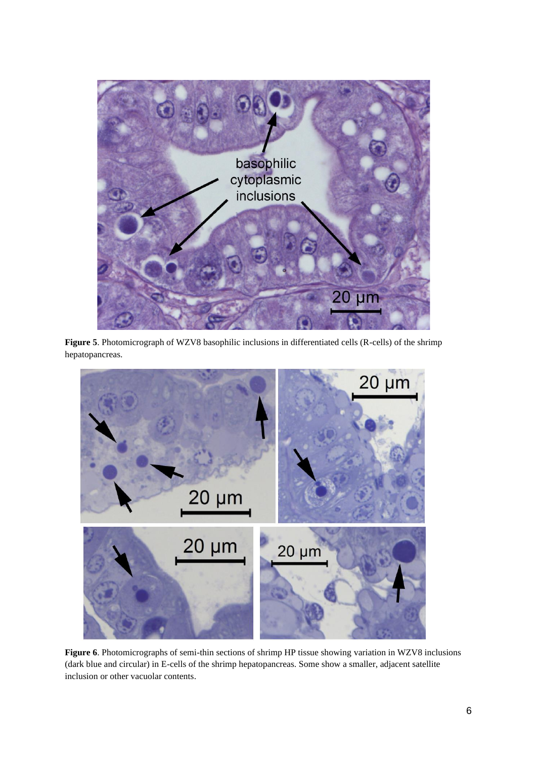**Figure 5**. Photomicrograph of WZV8 basophilic inclusions in differentiated cells (R-cells) of the shrimp hepatopancreas.

**Figure 6**. Photomicrographs of semi-thin sections of shrimp HP tissue showing variation in WZV8 inclusions (dark blue and circular) in E-cells of the shrimp hepatopancreas. Some show a smaller, adjacent satellite inclusion or other vacuolar contents.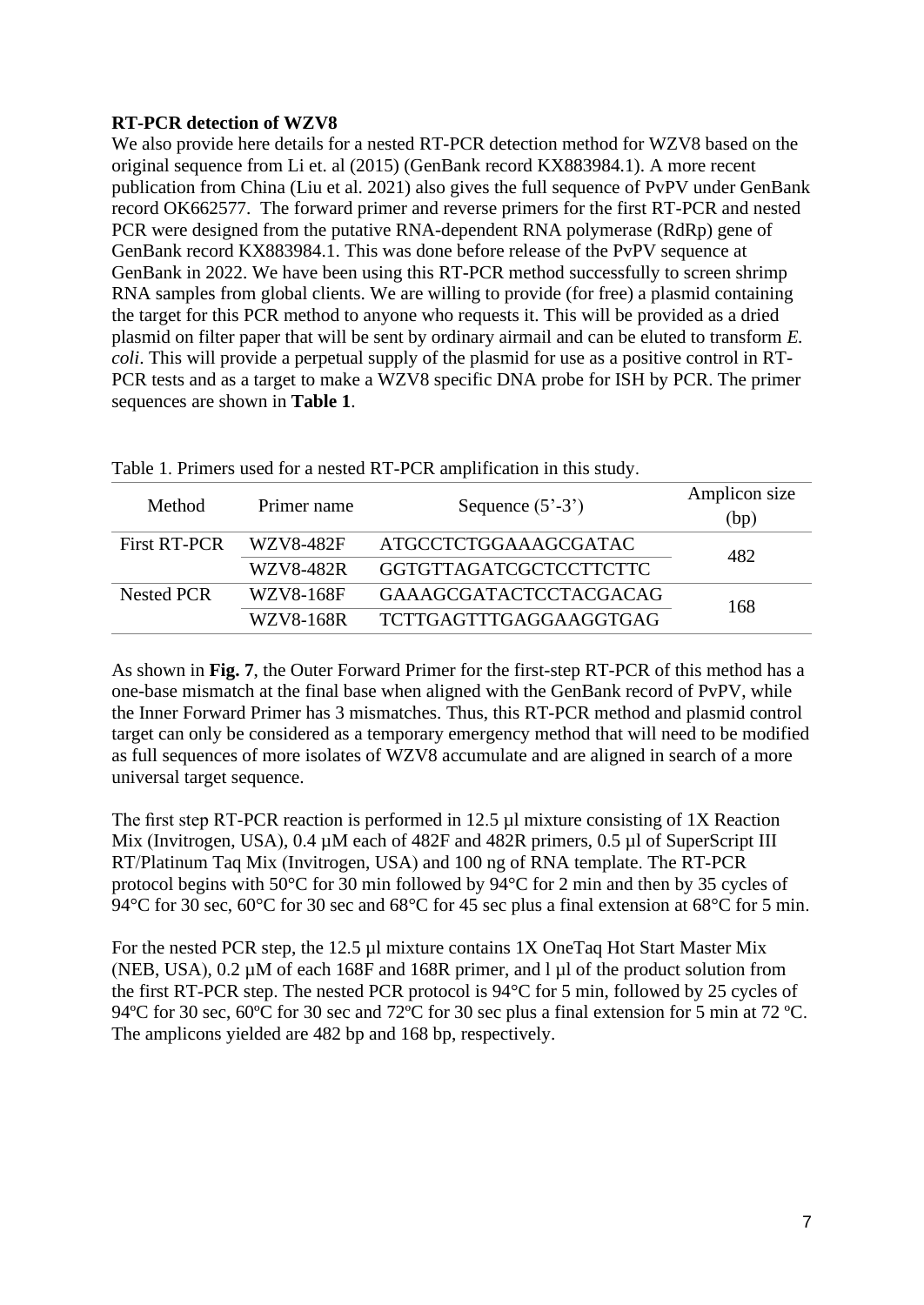**RT-PCR detection of WZV8**

We also provide here details for a nested RT-PCR detection method for WZV8 based on the original sequence from Li et. al (2015) (GenBank record KX883984.1). A more recent publication from China (Liu et al. 2021) also gives the full sequence of PvPV under GenBank record OK662577. The forward primer and reverse primers for the first RT-PCR and nested PCR were designed from the putative RNA-dependent RNA polymerase (RdRp) gene of GenBank record KX883984.1. This was done before release of the PvPV sequence at GenBank in 2022. We have been using this RT-PCR method successfully to screen shrimp RNA samples from global clients. We are willing to provide (for free) a plasmid containing the target for this PCR method to anyone who requests it. This will be provided as a dried plasmid on filter paper that will be sent by ordinary airmail and can be eluted to transform *E. coli*. This will provide a perpetual supply of the plasmid for use as a positive control in RT-PCR tests and as a target to make a WZV8 specific DNA probe for ISH by PCR. The primer sequences are shown in **Table 1**.

Table 1. Primers used for a nested RT-PCR amplification in this study.

| Method | Primer name | Sequence (5'-3') | Amplicon size (bp) |
|---|---|---|---|
| First RT-PCR | WZV8-482F | ATGCCTCTGGAAAGCGATAC | 482 |
| | WZV8-482R | GGTGTTAGATCGCTCCTTCTTC | |
| Nested PCR | WZV8-168F | GAAAGCGATACTCCTACGACAG | 168 |
| | WZV8-168R | TCTTGAGTTTGAGGAAGGTGAG | |

As shown in **Fig. 7**, the Outer Forward Primer for the first-step RT-PCR of this method has a one-base mismatch at the final base when aligned with the GenBank record of PvPV, while the Inner Forward Primer has 3 mismatches. Thus, this RT-PCR method and plasmid control target can only be considered as a temporary emergency method that will need to be modified as full sequences of more isolates of WZV8 accumulate and are aligned in search of a more universal target sequence.

The first step RT-PCR reaction is performed in 12.5 µl mixture consisting of 1X Reaction Mix (Invitrogen, USA), 0.4 µM each of 482F and 482R primers, 0.5 µl of SuperScript III RT/Platinum Taq Mix (Invitrogen, USA) and 100 ng of RNA template. The RT-PCR protocol begins with 50°C for 30 min followed by 94°C for 2 min and then by 35 cycles of 94°C for 30 sec, 60°C for 30 sec and 68°C for 45 sec plus a final extension at 68°C for 5 min.

For the nested PCR step, the 12.5 µl mixture contains 1X OneTaq Hot Start Master Mix (NEB, USA), 0.2 µM of each 168F and 168R primer, and l µl of the product solution from the first RT-PCR step. The nested PCR protocol is 94°C for 5 min, followed by 25 cycles of 94ºC for 30 sec, 60ºC for 30 sec and 72ºC for 30 sec plus a final extension for 5 min at 72 ºC. The amplicons yielded are 482 bp and 168 bp, respectively.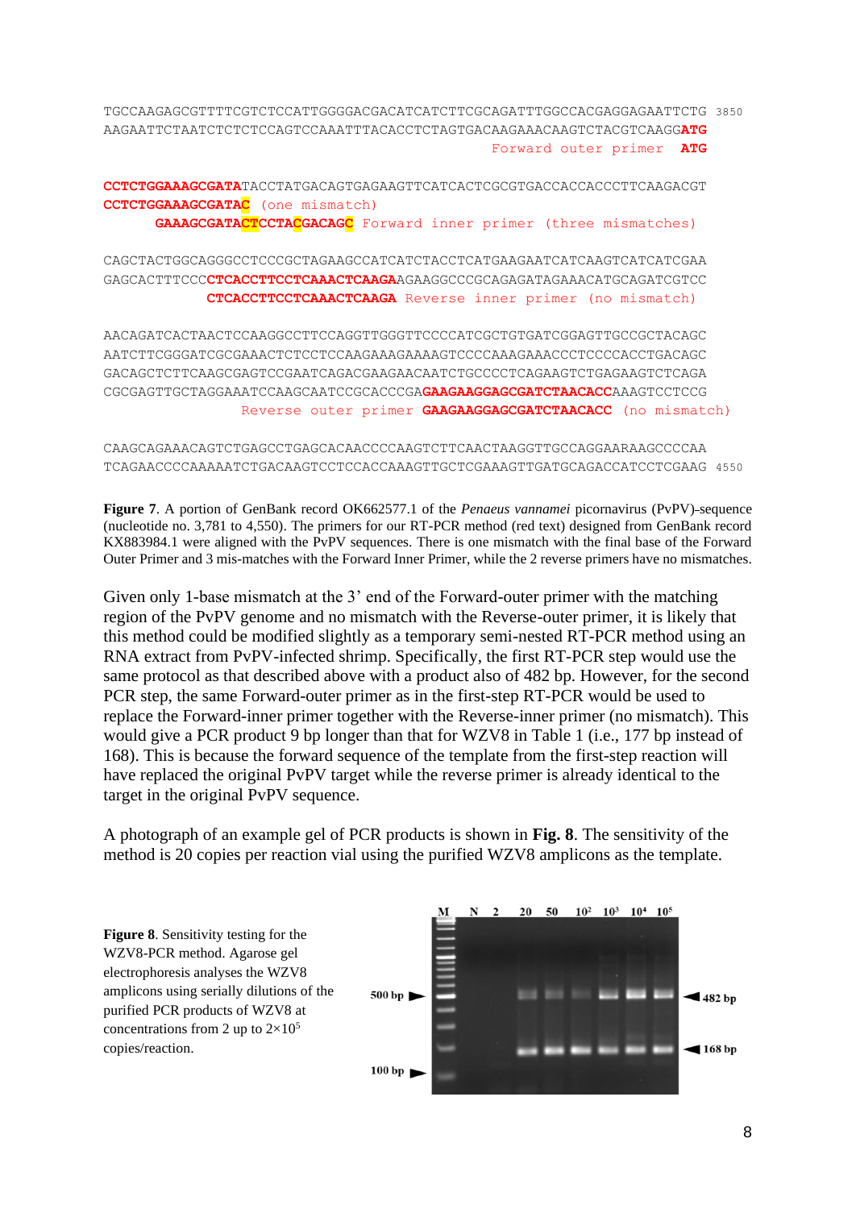```
TGCCAAGAGCGTTTTCGTCTCCATTGGGGACGACATCATCTTCGCAGATTTGGCCACGAGGAGAATTCTG 3850
AAGAATTCTAATCTCTCTCCAGTCCAAATTTACACCTCTAGTGACAAGAAACAAGTCTACGTCAAGGATG
                                                  Forward outer primer  ATG

CCTCTGGAAAGCGATATACCTATGACAGTGAGAAGTTCATCACTCGCGTGACCACCACCCTTCAAGACGT
CCTCTGGAAAGCGATAC (one mismatch)
     GAAAGCGATACTCCTACGACAGC Forward inner primer (three mismatches)

CAGCTACTGGCAGGGCCTCCCGCTAGAAGCCATCATCTACCTCATGAAGAATCATCAAGTCATCATCGAA
GAGCACTTTCCCCTCACCTTCCTCAAACTCAAGAAGAAGGCCCGCAGAGATAGAAACATGCAGATCGTCC
            CTCACCTTCCTCAAACTCAAGA Reverse inner primer (no mismatch)

AACAGATCACTAACTCCAAGGCCTTCCAGGTTGGGTTCCCCATCGCTGTGATCGGAGTTGCCGCTACAGC
AATCTTCGGGATCGCGAAACTCTCCTCCAAGAAAGAAAAGTCCCCAAAGAAACCCTCCCCACCTGACAGC
GACAGCTCTTCAAGCGAGTCCGAATCAGACGAAGAACAATCTGCCCCTCAGAAGTCTGAGAAGTCTCAGA
CGCGAGTTGCTAGGAAATCCAAGCAATCCGCACCCGAGAAGAAGGAGCGATCTAACACCAAAGTCCTCCG
                Reverse outer primer GAAGAAGGAGCGATCTAACACC (no mismatch)

CAAGCAGAAACAGTCTGAGCCTGAGCACAACCCCAAGTCTTCAACTAAGGTTGCCAGGAARAAGCCCCAA
TCAGAACCCCAAAAATCTGACAAGTCCTCCACCAAAGTTGCTCGAAAGTTGATGCAGACCATCCTCGAAG 4550
```

**Figure 7**. A portion of GenBank record OK662577.1 of the *Penaeus vannamei* picornavirus (PvPV)-sequence (nucleotide no. 3,781 to 4,550). The primers for our RT-PCR method (red text) designed from GenBank record KX883984.1 were aligned with the PvPV sequences. There is one mismatch with the final base of the Forward Outer Primer and 3 mis-matches with the Forward Inner Primer, while the 2 reverse primers have no mismatches.

Given only 1-base mismatch at the 3' end of the Forward-outer primer with the matching region of the PvPV genome and no mismatch with the Reverse-outer primer, it is likely that this method could be modified slightly as a temporary semi-nested RT-PCR method using an RNA extract from PvPV-infected shrimp. Specifically, the first RT-PCR step would use the same protocol as that described above with a product also of 482 bp. However, for the second PCR step, the same Forward-outer primer as in the first-step RT-PCR would be used to replace the Forward-inner primer together with the Reverse-inner primer (no mismatch). This would give a PCR product 9 bp longer than that for WZV8 in Table 1 (i.e., 177 bp instead of 168). This is because the forward sequence of the template from the first-step reaction will have replaced the original PvPV target while the reverse primer is already identical to the target in the original PvPV sequence.

A photograph of an example gel of PCR products is shown in **Fig. 8**. The sensitivity of the method is 20 copies per reaction vial using the purified WZV8 amplicons as the template.

**Figure 8**. Sensitivity testing for the WZV8-PCR method. Agarose gel electrophoresis analyses the WZV8 amplicons using serially dilutions of the purified PCR products of WZV8 at concentrations from 2 up to $2{\times}10^5$ copies/reaction.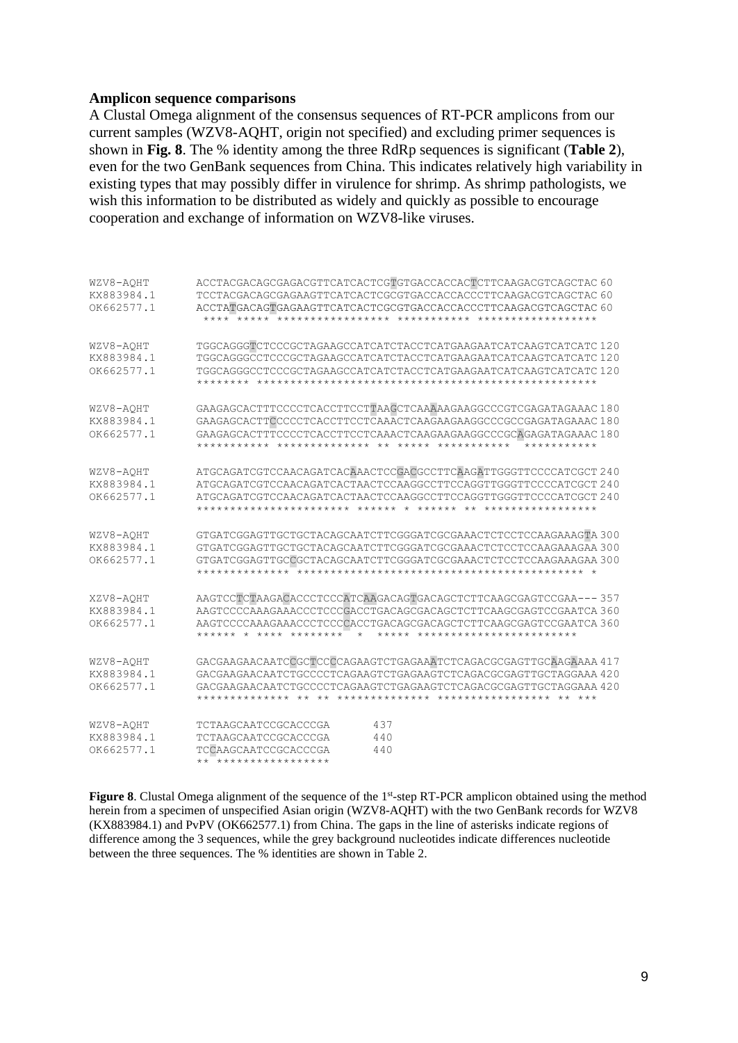**Amplicon sequence comparisons**

A Clustal Omega alignment of the consensus sequences of RT-PCR amplicons from our current samples (WZV8-AQHT, origin not specified) and excluding primer sequences is shown in **Fig. 8**. The % identity among the three RdRp sequences is significant (**Table 2**), even for the two GenBank sequences from China. This indicates relatively high variability in existing types that may possibly differ in virulence for shrimp. As shrimp pathologists, we wish this information to be distributed as widely and quickly as possible to encourage cooperation and exchange of information on WZV8-like viruses.

```
WZV8-AQHT     ACCTACGACAGCGAGACGTTCATCACTCGTGTGACCACCACTCTTCAAGACGTCAGCTAC 60
KX883984.1    TCCTACGACAGCGAGAAGTTCATCACTCGCGTGACCACCACCCTTCAAGACGTCAGCTAC 60
OK662577.1    ACCTATGACAGTGAGAAGTTCATCACTCGCGTGACCACCACCCTTCAAGACGTCAGCTAC 60
               **** ***** ***************** *********** *****************

WZV8-AQHT     TGGCAGGGTCTCCCGCTAGAAGCCATCATCTACCTCATGAAGAATCATCAAGTCATCATC 120
KX883984.1    TGGCAGGGCCTCCCGCTAGAAGCCATCATCTACCTCATGAAGAATCATCAAGTCATCATC 120
OK662577.1    TGGCAGGGCCTCCCGCTAGAAGCCATCATCTACCTCATGAAGAATCATCAAGTCATCATC 120
              ******** ***************************************************

WZV8-AQHT     GAAGAGCACTTTCCCCTCACCTTCCTTAAGCTCAAAAAGAAGGCCCGTCGAGATAGAAAC 180
KX883984.1    GAAGAGCACTTCCCCCTCACCTTCCTCAAACTCAAGAAGAAGGCCCGCCGAGATAGAAAC 180
OK662577.1    GAAGAGCACTTTCCCCTCACCTTCCTCAAACTCAAGAAGAAGGCCCGCAGAGATAGAAAC 180
              *********** ************** ** ***** ***********  **********

WZV8-AQHT     ATGCAGATCGTCCAACAGATCACAAACTCCGACGCCTTCAAGATTGGGTTCCCCATCGCT 240
KX883984.1    ATGCAGATCGTCCAACAGATCACTAACTCCAAGGCCTTCCAGGTTGGGTTCCCCATCGCT 240
OK662577.1    ATGCAGATCGTCCAACAGATCACTAACTCCAAGGCCTTCCAGGTTGGGTTCCCCATCGCT 240
              *********************** ****** * ****** ** *****************

WZV8-AQHT     GTGATCGGAGTTGCTGCTACAGCAATCTTCGGGATCGCGAAACTCTCCTCCAAGAAAGTA 300
KX883984.1    GTGATCGGAGTTGCTGCTACAGCAATCTTCGGGATCGCGAAACTCTCCTCCAAGAAAGAA 300
OK662577.1    GTGATCGGAGTTGCCGCTACAGCAATCTTCGGGATCGCGAAACTCTCCTCCAAGAAAGAA 300
              ************** ******************************************* *

XZV8-AQHT     AAGTCCTCTAAGACACCCTCCCATCAAGACAGTGACAGCTCTTCAAGCGAGTCCGAA--- 357
KX883984.1    AAGTCCCCAAAGAAACCCTCCCGACCTGACAGCGACAGCTCTTCAAGCGAGTCCGAATCA 360
OK662577.1    AAGTCCCCAAAGAAACCCTCCCCACCTGACAGCGACAGCTCTTCAAGCGAGTCCGAATCA 360
              ****** * **** ********  *  ***** ************************

WZV8-AQHT     GACGAAGAACAATCCGCTCCCCAGAAGTCTGAGAAATCTCAGACGCGAGTTGCAAGAAAA 417
KX883984.1    GACGAAGAACAATCTGCCCCTCAGAAGTCTGAGAAGTCTCAGACGCGAGTTGCTAGGAAA 420
OK662577.1    GACGAAGAACAATCTGCCCCTCAGAAGTCTGAGAAGTCTCAGACGCGAGTTGCTAGGAAA 420
              ************** ** ** ************** ***************** ** ***

WZV8-AQHT     TCTAAGCAATCCGCACCCGA        437
KX883984.1    TCTAAGCAATCCGCACCCGA        440
OK662577.1    TCCAAGCAATCCGCACCCGA        440
              ** *****************
```

**Figure 8**. Clustal Omega alignment of the sequence of the 1st-step RT-PCR amplicon obtained using the method herein from a specimen of unspecified Asian origin (WZV8-AQHT) with the two GenBank records for WZV8 (KX883984.1) and PvPV (OK662577.1) from China. The gaps in the line of asterisks indicate regions of difference among the 3 sequences, while the grey background nucleotides indicate differences nucleotide between the three sequences. The % identities are shown in Table 2.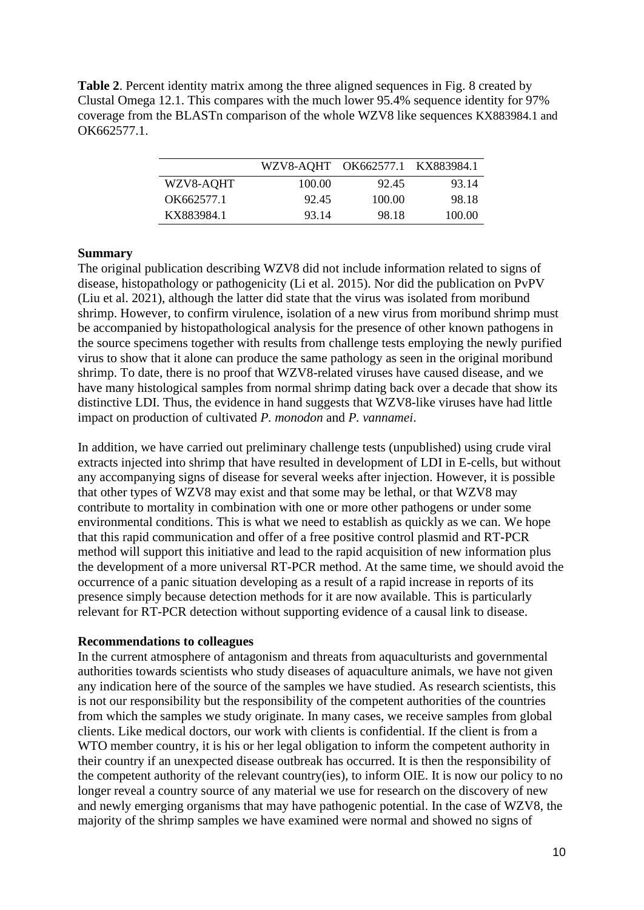**Table 2**. Percent identity matrix among the three aligned sequences in Fig. 8 created by Clustal Omega 12.1. This compares with the much lower 95.4% sequence identity for 97% coverage from the BLASTn comparison of the whole WZV8 like sequences KX883984.1 and OK662577.1.

| | WZV8-AQHT | OK662577.1 | KX883984.1 |
|---|---|---|---|
| WZV8-AQHT | 100.00 | 92.45 | 93.14 |
| OK662577.1 | 92.45 | 100.00 | 98.18 |
| KX883984.1 | 93.14 | 98.18 | 100.00 |

**Summary**

The original publication describing WZV8 did not include information related to signs of disease, histopathology or pathogenicity (Li et al. 2015). Nor did the publication on PvPV (Liu et al. 2021), although the latter did state that the virus was isolated from moribund shrimp. However, to confirm virulence, isolation of a new virus from moribund shrimp must be accompanied by histopathological analysis for the presence of other known pathogens in the source specimens together with results from challenge tests employing the newly purified virus to show that it alone can produce the same pathology as seen in the original moribund shrimp. To date, there is no proof that WZV8-related viruses have caused disease, and we have many histological samples from normal shrimp dating back over a decade that show its distinctive LDI. Thus, the evidence in hand suggests that WZV8-like viruses have had little impact on production of cultivated *P. monodon* and *P. vannamei*.

In addition, we have carried out preliminary challenge tests (unpublished) using crude viral extracts injected into shrimp that have resulted in development of LDI in E-cells, but without any accompanying signs of disease for several weeks after injection. However, it is possible that other types of WZV8 may exist and that some may be lethal, or that WZV8 may contribute to mortality in combination with one or more other pathogens or under some environmental conditions. This is what we need to establish as quickly as we can. We hope that this rapid communication and offer of a free positive control plasmid and RT-PCR method will support this initiative and lead to the rapid acquisition of new information plus the development of a more universal RT-PCR method. At the same time, we should avoid the occurrence of a panic situation developing as a result of a rapid increase in reports of its presence simply because detection methods for it are now available. This is particularly relevant for RT-PCR detection without supporting evidence of a causal link to disease.

**Recommendations to colleagues**

In the current atmosphere of antagonism and threats from aquaculturists and governmental authorities towards scientists who study diseases of aquaculture animals, we have not given any indication here of the source of the samples we have studied. As research scientists, this is not our responsibility but the responsibility of the competent authorities of the countries from which the samples we study originate. In many cases, we receive samples from global clients. Like medical doctors, our work with clients is confidential. If the client is from a WTO member country, it is his or her legal obligation to inform the competent authority in their country if an unexpected disease outbreak has occurred. It is then the responsibility of the competent authority of the relevant country(ies), to inform OIE. It is now our policy to no longer reveal a country source of any material we use for research on the discovery of new and newly emerging organisms that may have pathogenic potential. In the case of WZV8, the majority of the shrimp samples we have examined were normal and showed no signs of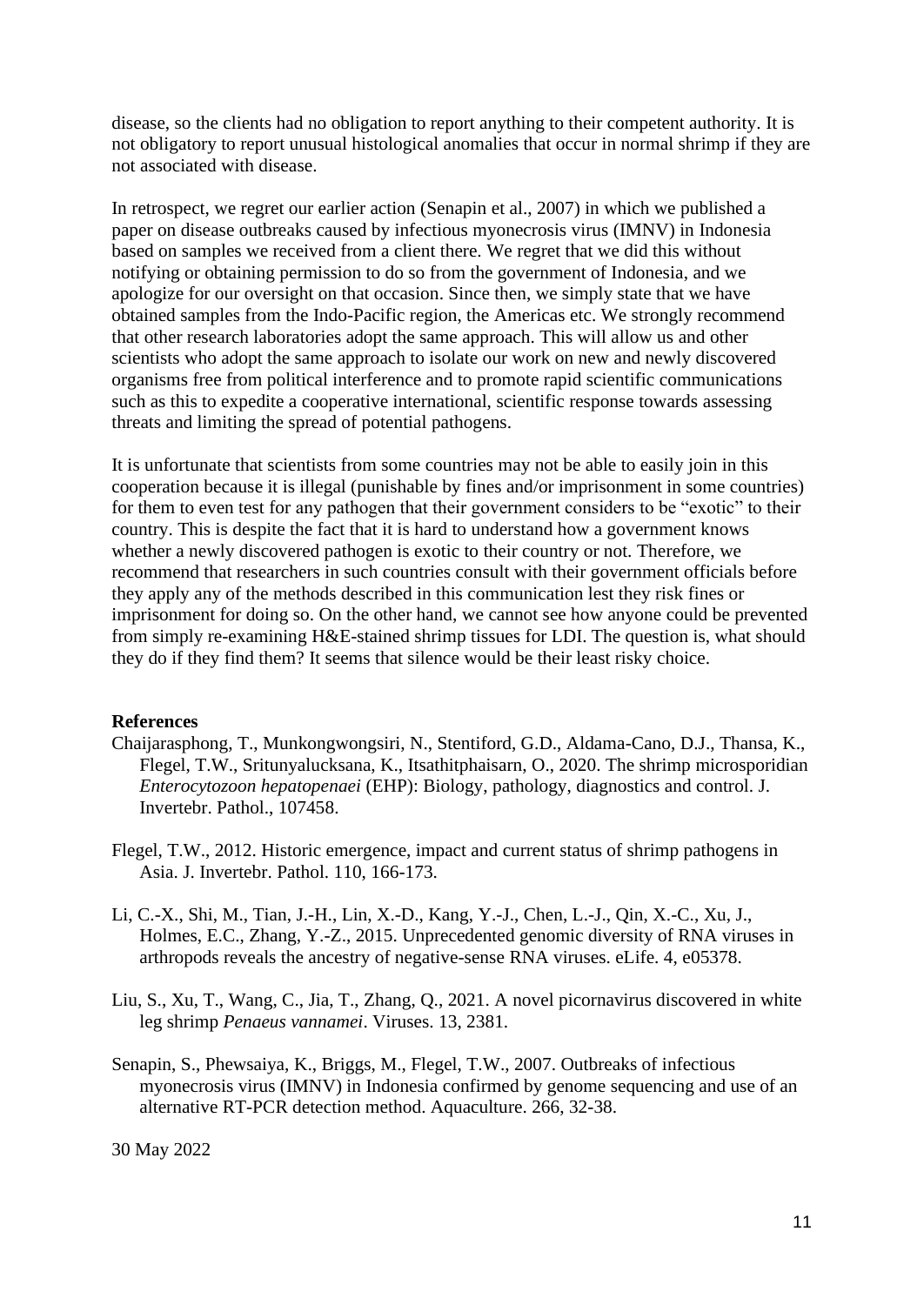disease, so the clients had no obligation to report anything to their competent authority. It is not obligatory to report unusual histological anomalies that occur in normal shrimp if they are not associated with disease.

In retrospect, we regret our earlier action (Senapin et al., 2007) in which we published a paper on disease outbreaks caused by infectious myonecrosis virus (IMNV) in Indonesia based on samples we received from a client there. We regret that we did this without notifying or obtaining permission to do so from the government of Indonesia, and we apologize for our oversight on that occasion. Since then, we simply state that we have obtained samples from the Indo-Pacific region, the Americas etc. We strongly recommend that other research laboratories adopt the same approach. This will allow us and other scientists who adopt the same approach to isolate our work on new and newly discovered organisms free from political interference and to promote rapid scientific communications such as this to expedite a cooperative international, scientific response towards assessing threats and limiting the spread of potential pathogens.

It is unfortunate that scientists from some countries may not be able to easily join in this cooperation because it is illegal (punishable by fines and/or imprisonment in some countries) for them to even test for any pathogen that their government considers to be "exotic" to their country. This is despite the fact that it is hard to understand how a government knows whether a newly discovered pathogen is exotic to their country or not. Therefore, we recommend that researchers in such countries consult with their government officials before they apply any of the methods described in this communication lest they risk fines or imprisonment for doing so. On the other hand, we cannot see how anyone could be prevented from simply re-examining H&E-stained shrimp tissues for LDI. The question is, what should they do if they find them? It seems that silence would be their least risky choice.

**References**

Chaijarasphong, T., Munkongwongsiri, N., Stentiford, G.D., Aldama-Cano, D.J., Thansa, K., Flegel, T.W., Sritunyalucksana, K., Itsathitphaisarn, O., 2020. The shrimp microsporidian *Enterocytozoon hepatopenaei* (EHP): Biology, pathology, diagnostics and control. J. Invertebr. Pathol., 107458.

Flegel, T.W., 2012. Historic emergence, impact and current status of shrimp pathogens in Asia. J. Invertebr. Pathol. 110, 166-173.

Li, C.-X., Shi, M., Tian, J.-H., Lin, X.-D., Kang, Y.-J., Chen, L.-J., Qin, X.-C., Xu, J., Holmes, E.C., Zhang, Y.-Z., 2015. Unprecedented genomic diversity of RNA viruses in arthropods reveals the ancestry of negative-sense RNA viruses. eLife. 4, e05378.

Liu, S., Xu, T., Wang, C., Jia, T., Zhang, Q., 2021. A novel picornavirus discovered in white leg shrimp *Penaeus vannamei*. Viruses. 13, 2381.

Senapin, S., Phewsaiya, K., Briggs, M., Flegel, T.W., 2007. Outbreaks of infectious myonecrosis virus (IMNV) in Indonesia confirmed by genome sequencing and use of an alternative RT-PCR detection method. Aquaculture. 266, 32-38.

30 May 2022